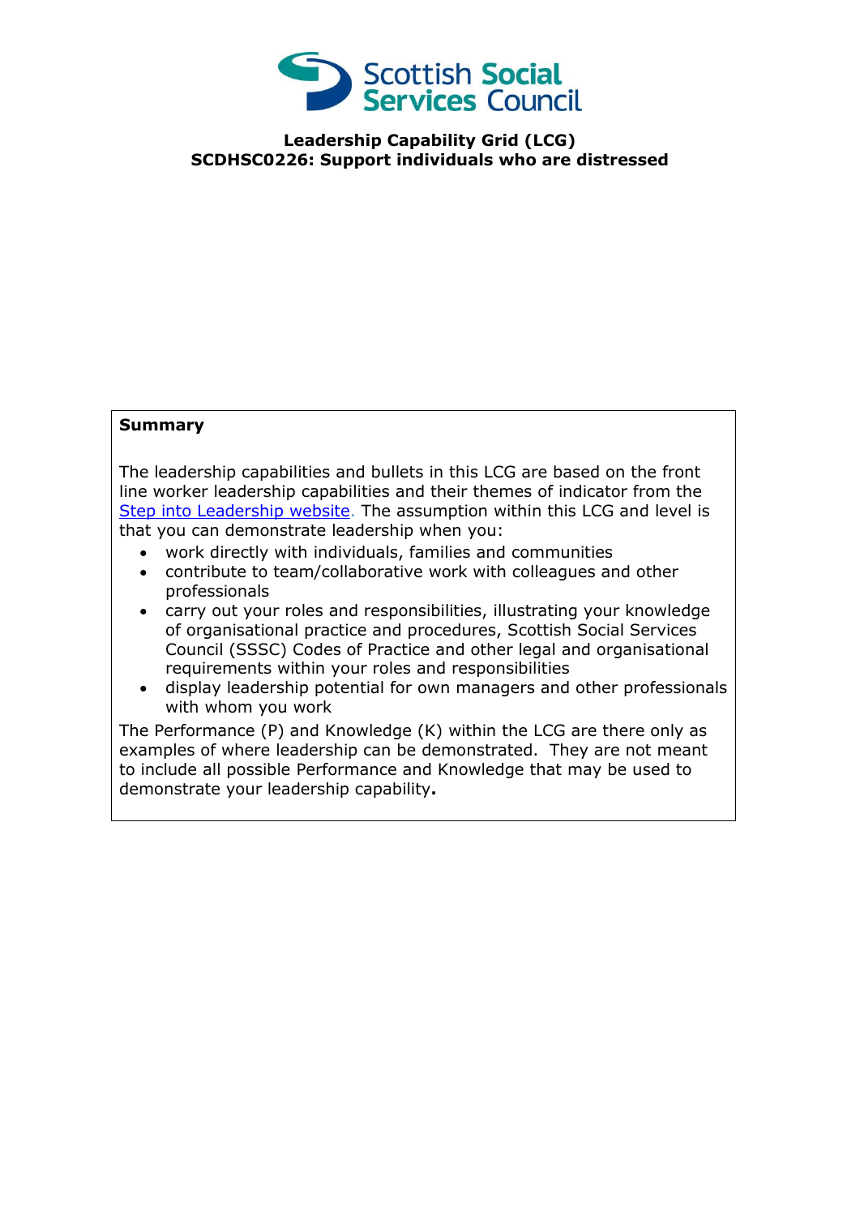# Leadership Capability Grid (LCG)
## SCDHSC0226: Support individuals who are distressed

**Summary**

The leadership capabilities and bullets in this LCG are based on the front line worker leadership capabilities and their themes of indicator from the Step into Leadership website. The assumption within this LCG and level is that you can demonstrate leadership when you:

- work directly with individuals, families and communities
- contribute to team/collaborative work with colleagues and other professionals
- carry out your roles and responsibilities, illustrating your knowledge of organisational practice and procedures, Scottish Social Services Council (SSSC) Codes of Practice and other legal and organisational requirements within your roles and responsibilities
- display leadership potential for own managers and other professionals with whom you work

The Performance (P) and Knowledge (K) within the LCG are there only as examples of where leadership can be demonstrated. They are not meant to include all possible Performance and Knowledge that may be used to demonstrate your leadership capability**.**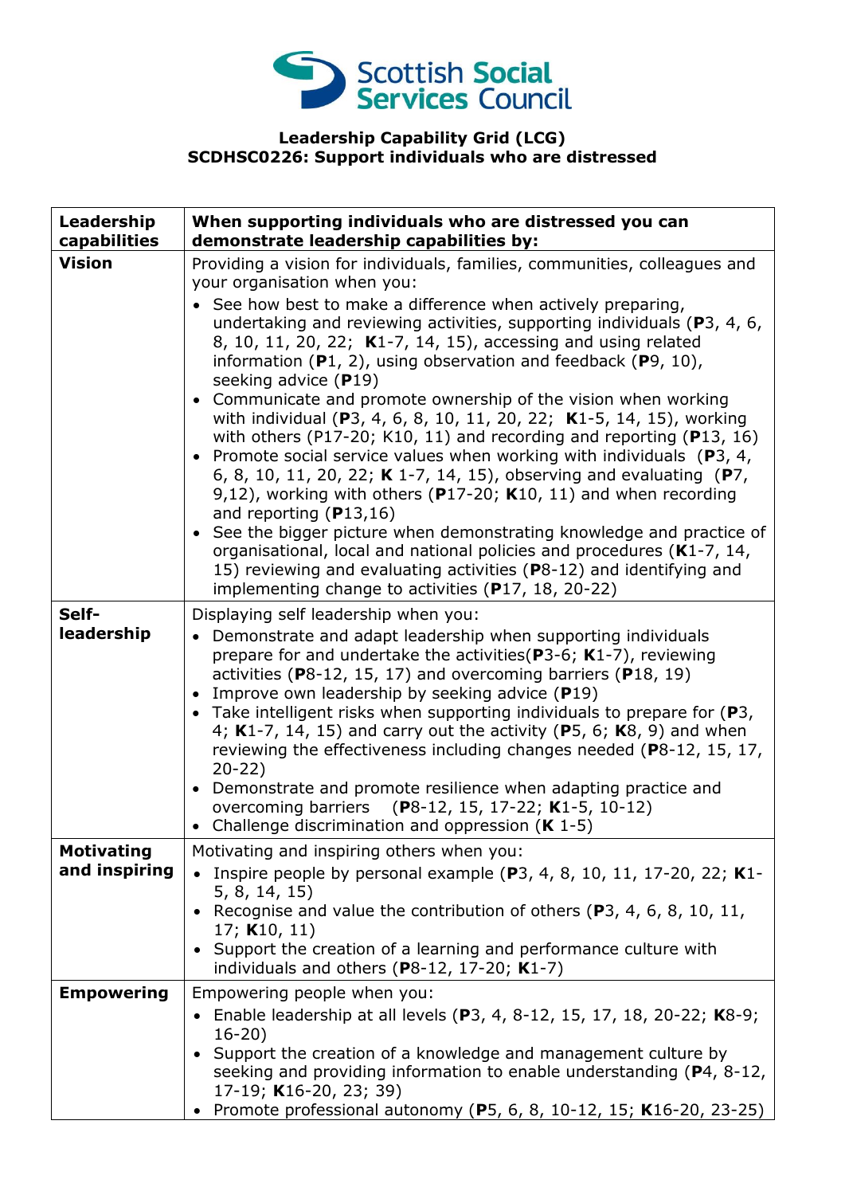Scottish Social Services Council

**Leadership Capability Grid (LCG)**
**SCDHSC0226: Support individuals who are distressed**

| **Leadership capabilities** | **When supporting individuals who are distressed you can demonstrate leadership capabilities by:** |
|---|---|
| **Vision** | Providing a vision for individuals, families, communities, colleagues and your organisation when you:<br>• See how best to make a difference when actively preparing, undertaking and reviewing activities, supporting individuals (**P**3, 4, 6, 8, 10, 11, 20, 22; **K**1-7, 14, 15), accessing and using related information (**P**1, 2), using observation and feedback (**P**9, 10), seeking advice (**P**19)<br>• Communicate and promote ownership of the vision when working with individual (**P**3, 4, 6, 8, 10, 11, 20, 22; **K**1-5, 14, 15), working with others (P17-20; K10, 11) and recording and reporting (**P**13, 16)<br>• Promote social service values when working with individuals (**P**3, 4, 6, 8, 10, 11, 20, 22; **K** 1-7, 14, 15), observing and evaluating (**P**7, 9,12), working with others (**P**17-20; **K**10, 11) and when recording and reporting (**P**13,16)<br>• See the bigger picture when demonstrating knowledge and practice of organisational, local and national policies and procedures (**K**1-7, 14, 15) reviewing and evaluating activities (**P**8-12) and identifying and implementing change to activities (**P**17, 18, 20-22) |
| **Self-leadership** | Displaying self leadership when you:<br>• Demonstrate and adapt leadership when supporting individuals prepare for and undertake the activities(**P**3-6; **K**1-7), reviewing activities (**P**8-12, 15, 17) and overcoming barriers (**P**18, 19)<br>• Improve own leadership by seeking advice (**P**19)<br>• Take intelligent risks when supporting individuals to prepare for (**P**3, 4; **K**1-7, 14, 15) and carry out the activity (**P**5, 6; **K**8, 9) and when reviewing the effectiveness including changes needed (**P**8-12, 15, 17, 20-22)<br>• Demonstrate and promote resilience when adapting practice and overcoming barriers (**P**8-12, 15, 17-22; **K**1-5, 10-12)<br>• Challenge discrimination and oppression (**K** 1-5) |
| **Motivating and inspiring** | Motivating and inspiring others when you:<br>• Inspire people by personal example (**P**3, 4, 8, 10, 11, 17-20, 22; **K**1-5, 8, 14, 15)<br>• Recognise and value the contribution of others (**P**3, 4, 6, 8, 10, 11, 17; **K**10, 11)<br>• Support the creation of a learning and performance culture with individuals and others (**P**8-12, 17-20; **K**1-7) |
| **Empowering** | Empowering people when you:<br>• Enable leadership at all levels (**P**3, 4, 8-12, 15, 17, 18, 20-22; **K**8-9; 16-20)<br>• Support the creation of a knowledge and management culture by seeking and providing information to enable understanding (**P**4, 8-12, 17-19; **K**16-20, 23; 39)<br>• Promote professional autonomy (**P**5, 6, 8, 10-12, 15; **K**16-20, 23-25) |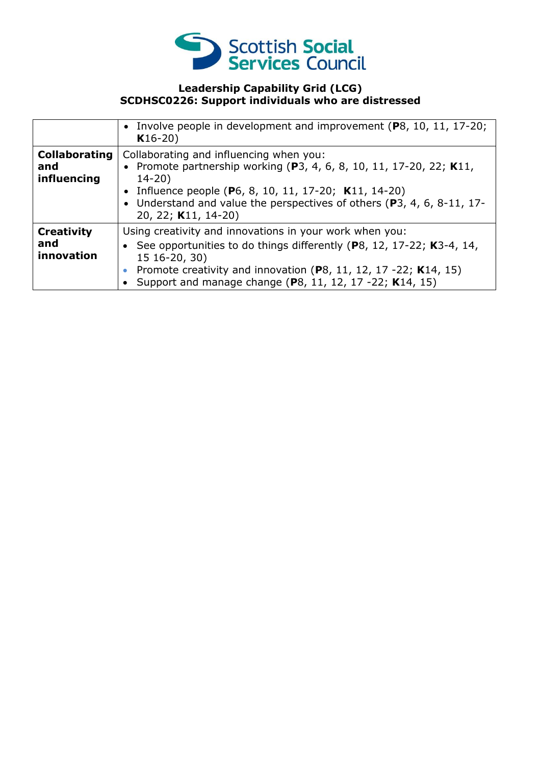**Leadership Capability Grid (LCG)**
**SCDHSC0226: Support individuals who are distressed**

| | |
|---|---|
| | • Involve people in development and improvement (**P**8, 10, 11, 17-20; **K**16-20) |
| **Collaborating and influencing** | Collaborating and influencing when you:<br>• Promote partnership working (**P**3, 4, 6, 8, 10, 11, 17-20, 22; **K**11, 14-20)<br>• Influence people (**P**6, 8, 10, 11, 17-20; **K**11, 14-20)<br>• Understand and value the perspectives of others (**P**3, 4, 6, 8-11, 17-20, 22; **K**11, 14-20) |
| **Creativity and innovation** | Using creativity and innovations in your work when you:<br>• See opportunities to do things differently (**P**8, 12, 17-22; **K**3-4, 14, 15 16-20, 30)<br>• Promote creativity and innovation (**P**8, 11, 12, 17 -22; **K**14, 15)<br>• Support and manage change (**P**8, 11, 12, 17 -22; **K**14, 15) |